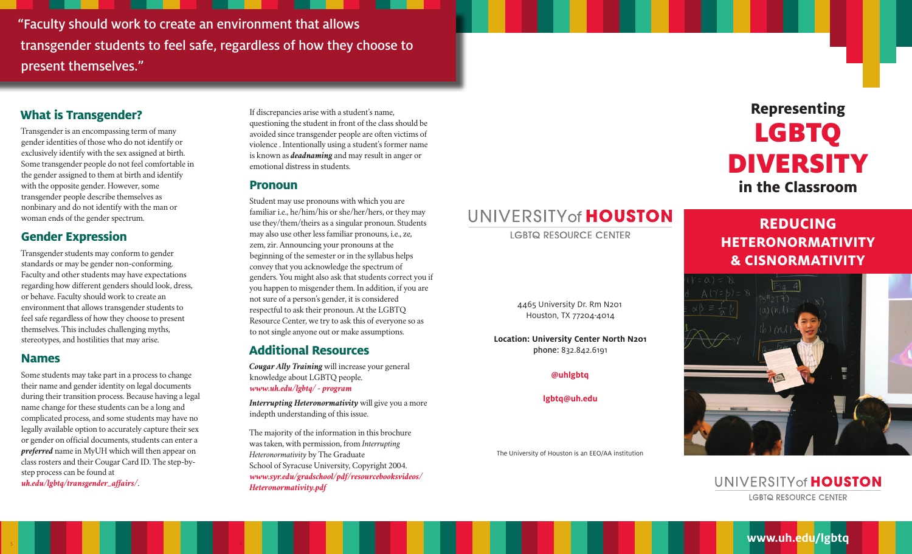"Faculty should work to create an environment that allows transgender students to feel safe, regardless of how they choose to present themselves."

## What is Transgender?

Transgender is an encompassing term of many gender identities of those who do not identify or exclusively identify with the sex assigned at birth. Some transgender people do not feel comfortable in the gender assigned to them at birth and identify with the opposite gender. However, some transgender people describe themselves as nonbinary and do not identify with the man or woman ends of the gender spectrum.

## Gender Expression

Transgender students may conform to gender standards or may be gender non-conforming. Faculty and other students may have expectations regarding how different genders should look, dress, or behave. Faculty should work to create an environment that allows transgender students to feel safe regardless of how they choose to present themselves. This includes challenging myths, stereotypes, and hostilities that may arise.

## Names

Some students may take part in a process to change their name and gender identity on legal documents during their transition process. Because having a legal name change for these students can be a long and complicated process, and some students may have no legally available option to accurately capture their sex or gender on official documents, students can enter a ***preferred*** name in MyUH which will then appear on class rosters and their Cougar Card ID. The step-by-step process can be found at *uh.edu/lgbtq/transgender_affairs/*.

If discrepancies arise with a student's name, questioning the student in front of the class should be avoided since transgender people are often victims of violence . Intentionally using a student's former name is known as ***deadnaming*** and may result in anger or emotional distress in students.

## Pronoun

Student may use pronouns with which you are familiar i.e., he/him/his or she/her/hers, or they may use they/them/theirs as a singular pronoun. Students may also use other less familiar pronouns, i.e., ze, zem, zir. Announcing your pronouns at the beginning of the semester or in the syllabus helps convey that you acknowledge the spectrum of genders. You might also ask that students correct you if you happen to misgender them. In addition, if you are not sure of a person's gender, it is considered respectful to ask their pronoun. At the LGBTQ Resource Center, we try to ask this of everyone so as to not single anyone out or make assumptions.

## Additional Resources

***Cougar Ally Training*** will increase your general knowledge about LGBTQ people.
*www.uh.edu/lgbtq/ - program*

***Interrupting Heteronormativity*** will give you a more indepth understanding of this issue.

The majority of the information in this brochure was taken, with permission, from *Interrupting Heteronormativity* by The Graduate School of Syracuse University, Copyright 2004.
*www.syr.edu/gradschool/pdf/resourcebooksvideos/Heteronormativity.pdf*

UNIVERSITY of **HOUSTON**
LGBTQ RESOURCE CENTER

4465 University Dr. Rm N201
Houston, TX 77204-4014

**Location: University Center North N201**
phone: 832.842.6191

**@uhlgbtq**

**lgbtq@uh.edu**

The University of Houston is an EEO/AA institution

# Representing LGBTQ DIVERSITY in the Classroom

## REDUCING HETERONORMATIVITY & CISNORMATIVITY

UNIVERSITY of **HOUSTON**
LGBTQ RESOURCE CENTER

**www.uh.edu/lgbtq**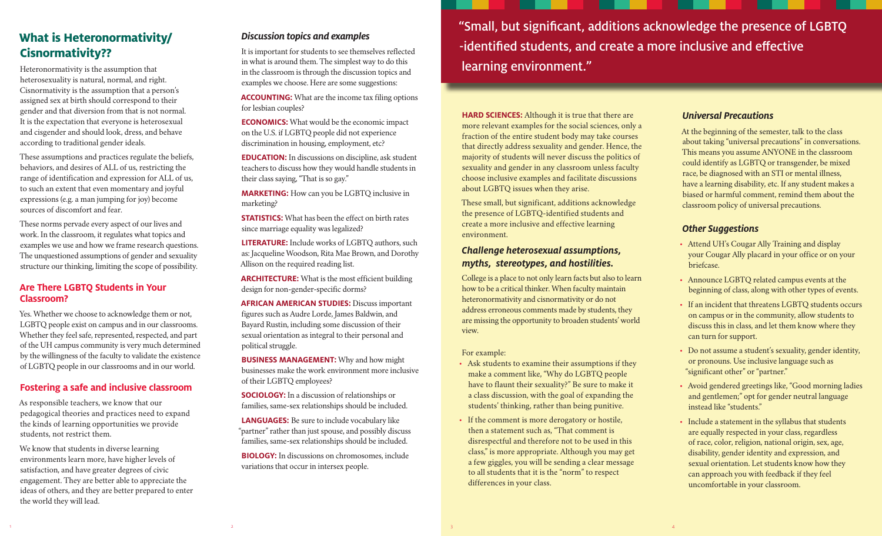## What is Heteronormativity/ Cisnormativity??

Heteronormativity is the assumption that heterosexuality is natural, normal, and right. Cisnormativity is the assumption that a person's assigned sex at birth should correspond to their gender and that diversion from that is not normal. It is the expectation that everyone is heterosexual and cisgender and should look, dress, and behave according to traditional gender ideals.

These assumptions and practices regulate the beliefs, behaviors, and desires of ALL of us, restricting the range of identification and expression for ALL of us, to such an extent that even momentary and joyful expressions (e.g. a man jumping for joy) become sources of discomfort and fear.

These norms pervade every aspect of our lives and work. In the classroom, it regulates what topics and examples we use and how we frame research questions. The unquestioned assumptions of gender and sexuality structure our thinking, limiting the scope of possibility.

### Are There LGBTQ Students in Your Classroom?

Yes. Whether we choose to acknowledge them or not, LGBTQ people exist on campus and in our classrooms. Whether they feel safe, represented, respected, and part of the UH campus community is very much determined by the willingness of the faculty to validate the existence of LGBTQ people in our classrooms and in our world.

### Fostering a safe and inclusive classroom

As responsible teachers, we know that our pedagogical theories and practices need to expand the kinds of learning opportunities we provide students, not restrict them.

We know that students in diverse learning environments learn more, have higher levels of satisfaction, and have greater degrees of civic engagement. They are better able to appreciate the ideas of others, and they are better prepared to enter the world they will lead.

### *Discussion topics and examples*

It is important for students to see themselves reflected in what is around them. The simplest way to do this in the classroom is through the discussion topics and examples we choose. Here are some suggestions:

**ACCOUNTING:** What are the income tax filing options for lesbian couples?

**ECONOMICS:** What would be the economic impact on the U.S. if LGBTQ people did not experience discrimination in housing, employment, etc?

**EDUCATION:** In discussions on discipline, ask student teachers to discuss how they would handle students in their class saying, "That is so gay."

**MARKETING:** How can you be LGBTQ inclusive in marketing?

**STATISTICS:** What has been the effect on birth rates since marriage equality was legalized?

**LITERATURE:** Include works of LGBTQ authors, such as: Jacqueline Woodson, Rita Mae Brown, and Dorothy Allison on the required reading list.

**ARCHITECTURE:** What is the most efficient building design for non-gender-specific dorms?

**AFRICAN AMERICAN STUDIES:** Discuss important figures such as Audre Lorde, James Baldwin, and Bayard Rustin, including some discussion of their sexual orientation as integral to their personal and political struggle.

**BUSINESS MANAGEMENT:** Why and how might businesses make the work environment more inclusive of their LGBTQ employees?

**SOCIOLOGY:** In a discussion of relationships or families, same-sex relationships should be included.

**LANGUAGES:** Be sure to include vocabulary like "partner" rather than just spouse, and possibly discuss families, same-sex relationships should be included.

**BIOLOGY:** In discussions on chromosomes, include variations that occur in intersex people.

"Small, but significant, additions acknowledge the presence of LGBTQ -identified students, and create a more inclusive and effective learning environment."

**HARD SCIENCES:** Although it is true that there are more relevant examples for the social sciences, only a fraction of the entire student body may take courses that directly address sexuality and gender. Hence, the majority of students will never discuss the politics of sexuality and gender in any classroom unless faculty choose inclusive examples and facilitate discussions about LGBTQ issues when they arise.

These small, but significant, additions acknowledge the presence of LGBTQ-identified students and create a more inclusive and effective learning environment.

### *Challenge heterosexual assumptions, myths, stereotypes, and hostilities.*

College is a place to not only learn facts but also to learn how to be a critical thinker. When faculty maintain heteronormativity and cisnormativity or do not address erroneous comments made by students, they are missing the opportunity to broaden students' world view.

For example:

- Ask students to examine their assumptions if they make a comment like, "Why do LGBTQ people have to flaunt their sexuality?" Be sure to make it a class discussion, with the goal of expanding the students' thinking, rather than being punitive.
- If the comment is more derogatory or hostile, then a statement such as, "That comment is disrespectful and therefore not to be used in this class," is more appropriate. Although you may get a few giggles, you will be sending a clear message to all students that it is the "norm" to respect differences in your class.

### *Universal Precautions*

At the beginning of the semester, talk to the class about taking "universal precautions" in conversations. This means you assume ANYONE in the classroom could identify as LGBTQ or transgender, be mixed race, be diagnosed with an STI or mental illness, have a learning disability, etc. If any student makes a biased or harmful comment, remind them about the classroom policy of universal precautions.

### *Other Suggestions*

- Attend UH's Cougar Ally Training and display your Cougar Ally placard in your office or on your briefcase.
- Announce LGBTQ related campus events at the beginning of class, along with other types of events.
- If an incident that threatens LGBTQ students occurs on campus or in the community, allow students to discuss this in class, and let them know where they can turn for support.
- Do not assume a student's sexuality, gender identity, or pronouns. Use inclusive language such as "significant other" or "partner."
- Avoid gendered greetings like, "Good morning ladies and gentlemen;" opt for gender neutral language instead like "students."
- Include a statement in the syllabus that students are equally respected in your class, regardless of race, color, religion, national origin, sex, age, disability, gender identity and expression, and sexual orientation. Let students know how they can approach you with feedback if they feel uncomfortable in your classroom.